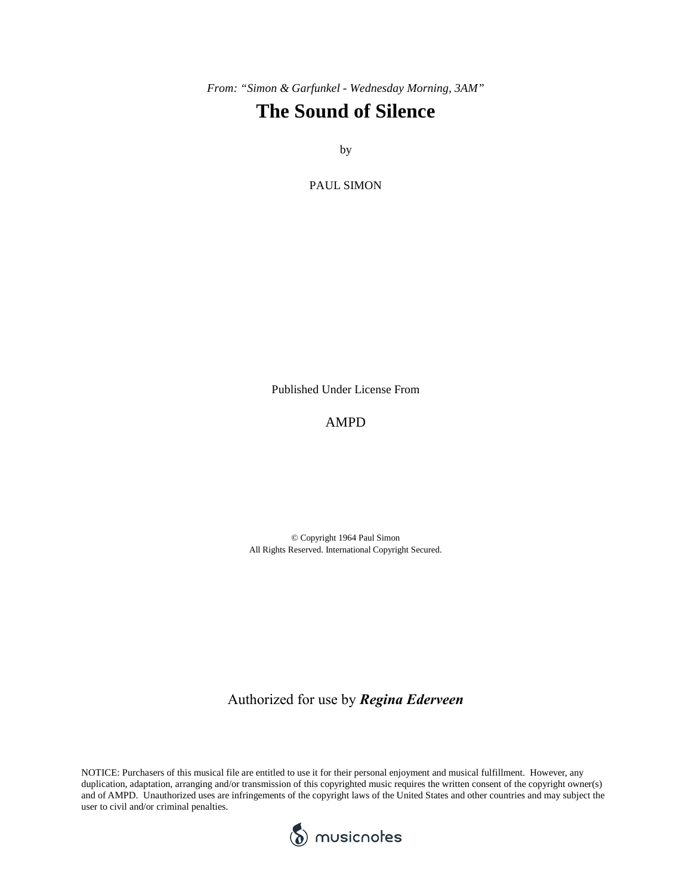*From: "Simon & Garfunkel - Wednesday Morning, 3AM"*

# The Sound of Silence

by

PAUL SIMON

Published Under License From

AMPD

© Copyright 1964 Paul Simon
All Rights Reserved. International Copyright Secured.

Authorized for use by ***Regina Ederveen***

NOTICE: Purchasers of this musical file are entitled to use it for their personal enjoyment and musical fulfillment. However, any duplication, adaptation, arranging and/or transmission of this copyrighted music requires the written consent of the copyright owner(s) and of AMPD. Unauthorized uses are infringements of the copyright laws of the United States and other countries and may subject the user to civil and/or criminal penalties.

musicnotes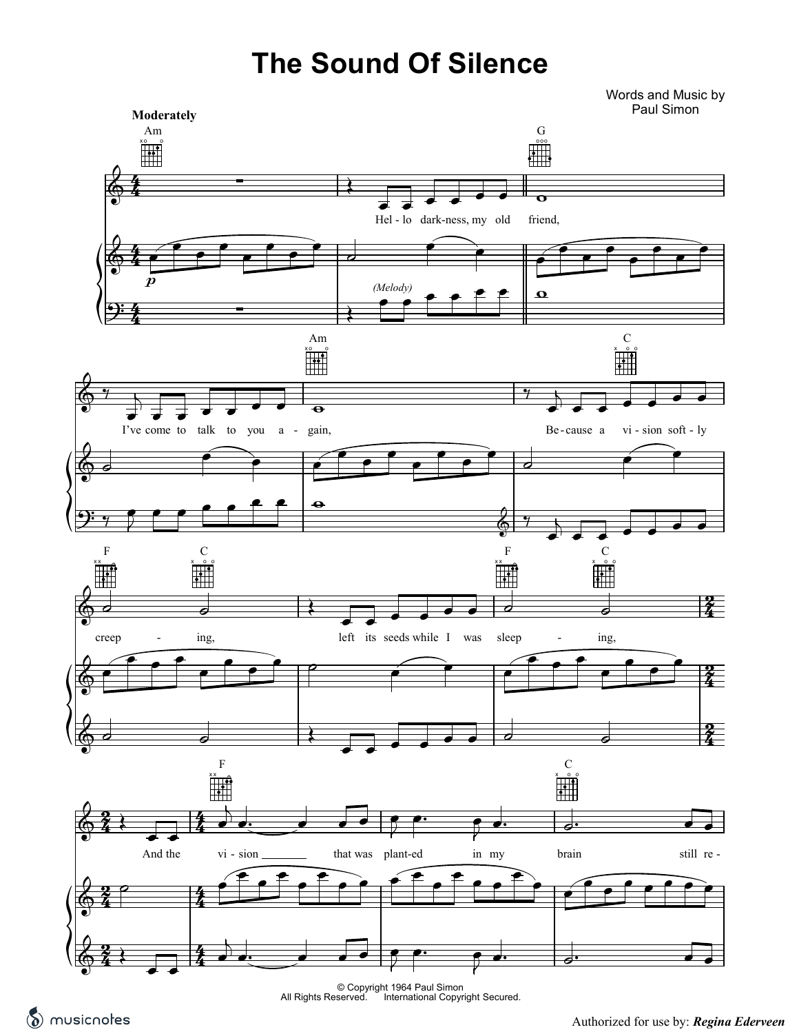# The Sound Of Silence

Words and Music by
Paul Simon

**Moderately**

Am G Am C F C F C F C

Hel - lo dark - ness, my old friend,
I've come to talk to you a - gain,
Be - cause a vi - sion soft - ly creep - ing,
left its seeds while I was sleep - ing,
And the vi - sion that was plant - ed in my brain still re -

(Melody)

© Copyright 1964 Paul Simon
All Rights Reserved. International Copyright Secured.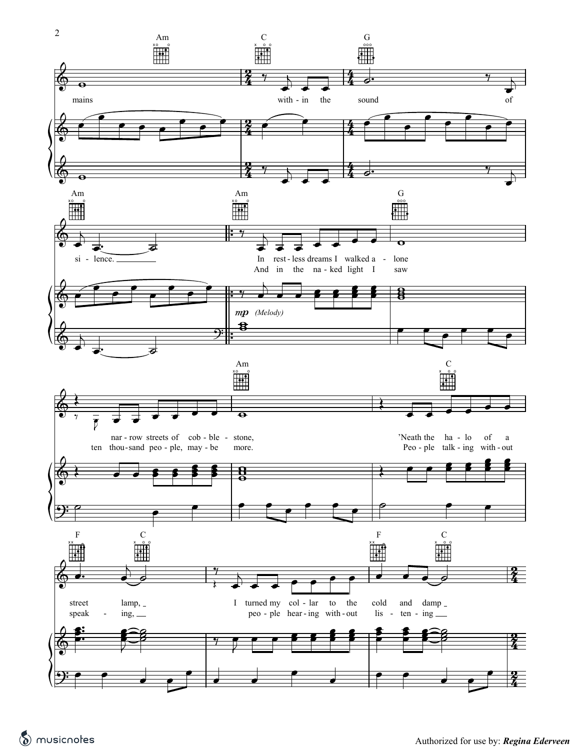Am C G

mains with - in the sound of

Am Am G

si - lence.

*mp* (Melody)

In rest - less dreams I walked a - lone

And in the na - ked light I saw

Am C

nar - row streets of cob - ble - stone, 'Neath the ha - lo of a

ten thou - sand peo - ple, may - be more. Peo - ple talk - ing with - out

F C F C

street lamp, I turned my col - lar to the cold and damp

speak - ing, peo - ple hear - ing with - out lis - ten - ing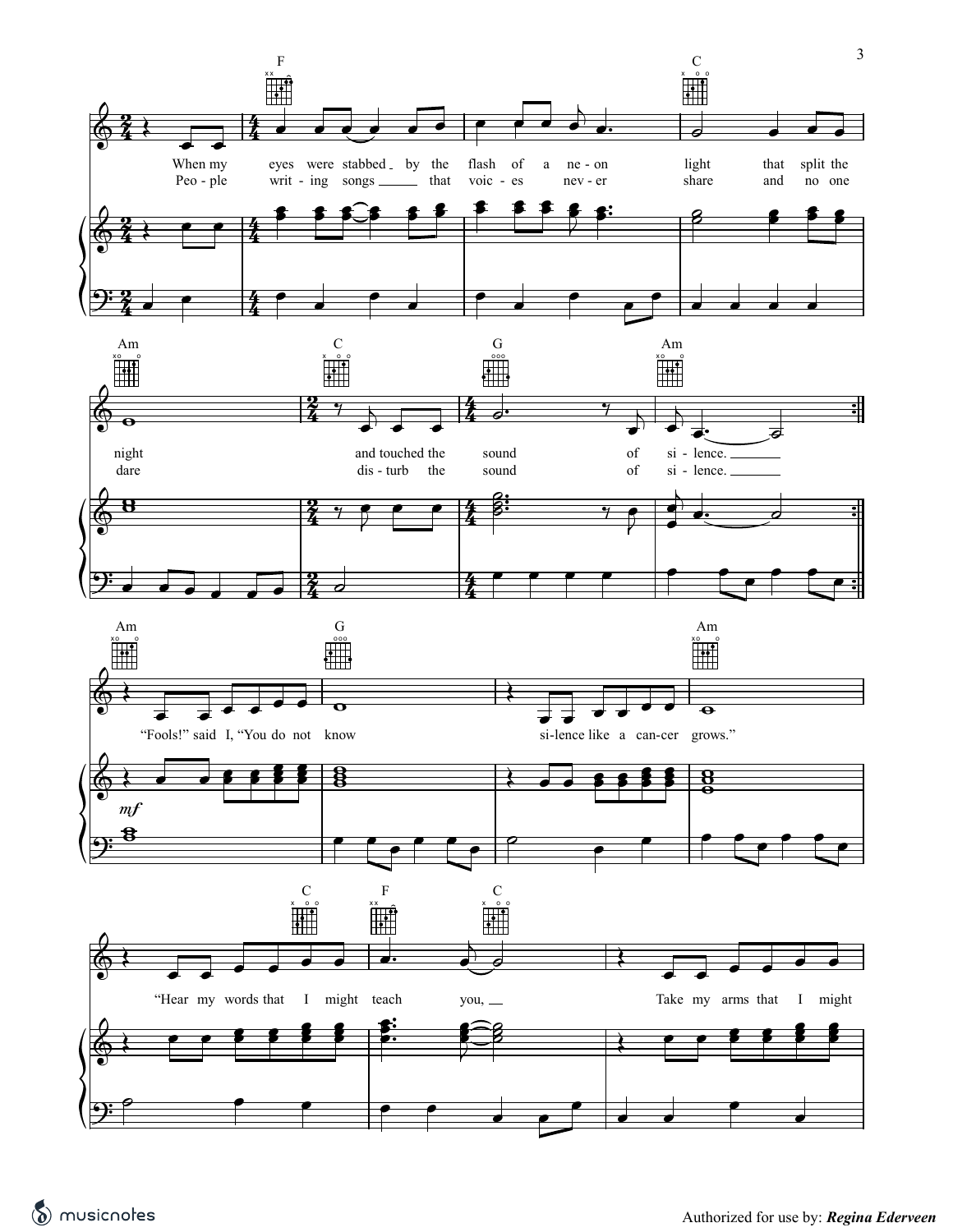F | C

When my eyes were stabbed by the flash of a ne-on light that split the
Peo-ple writ-ing songs that voic-es nev-er share and no one

Am | C | G | Am

night and touched the sound of si-lence.
dare dis-turb the sound of si-lence.

Am | G | Am

"Fools!" said I, "You do not know si-lence like a can-cer grows."

*mf*

C | F | C

"Hear my words that I might teach you, Take my arms that I might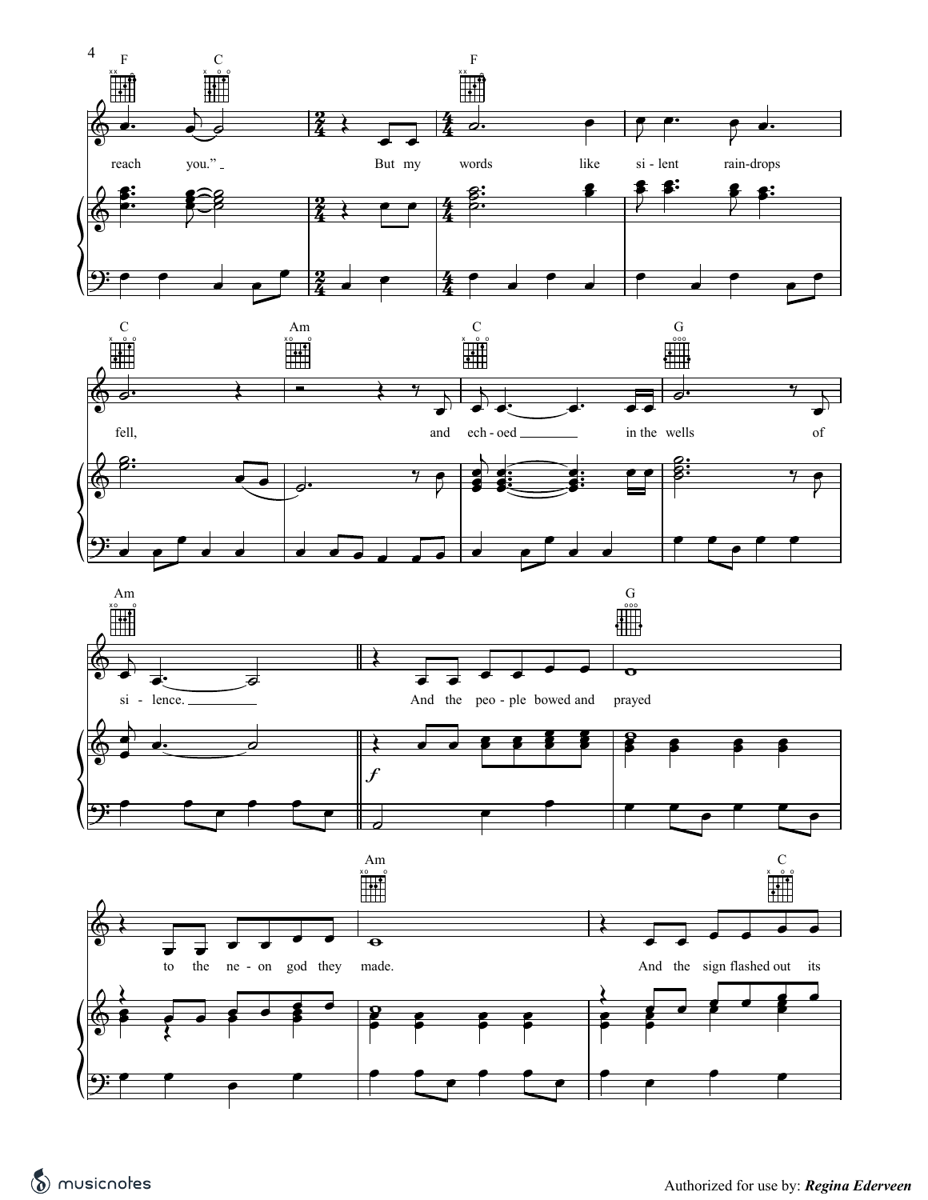F C F

reach you." But my words like si - lent rain-drops

C Am C G

fell, and ech - oed in the wells of

Am G

si - lence. And the peo - ple bowed and prayed

*f*

Am C

to the ne - on god they made. And the sign flashed out its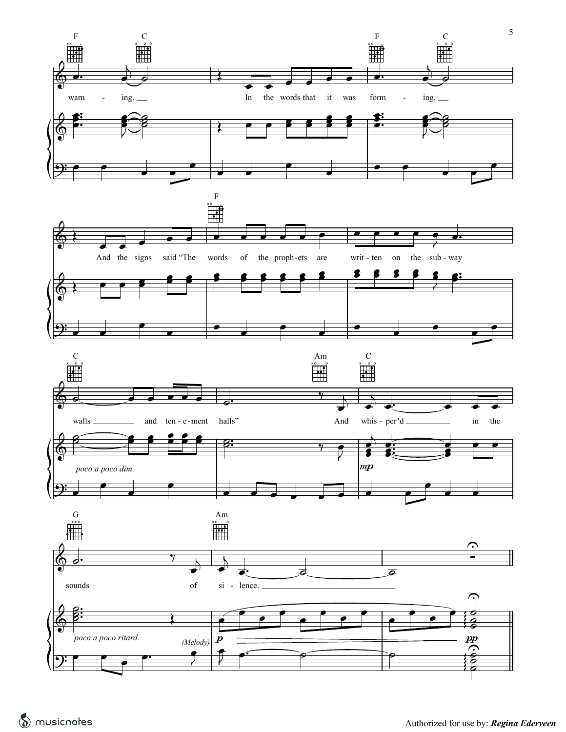F C F C

warn - ing. In the words that it was form - ing,

F

And the signs said "The words of the proph-ets are writ - ten on the sub - way

*poco a poco dim.*

C Am C

walls and ten - e - ment halls" And whis - per'd in the

*mp*

G Am

sounds of si - lence.

*poco a poco ritard.*

*(Melody)*

*p*

*pp*